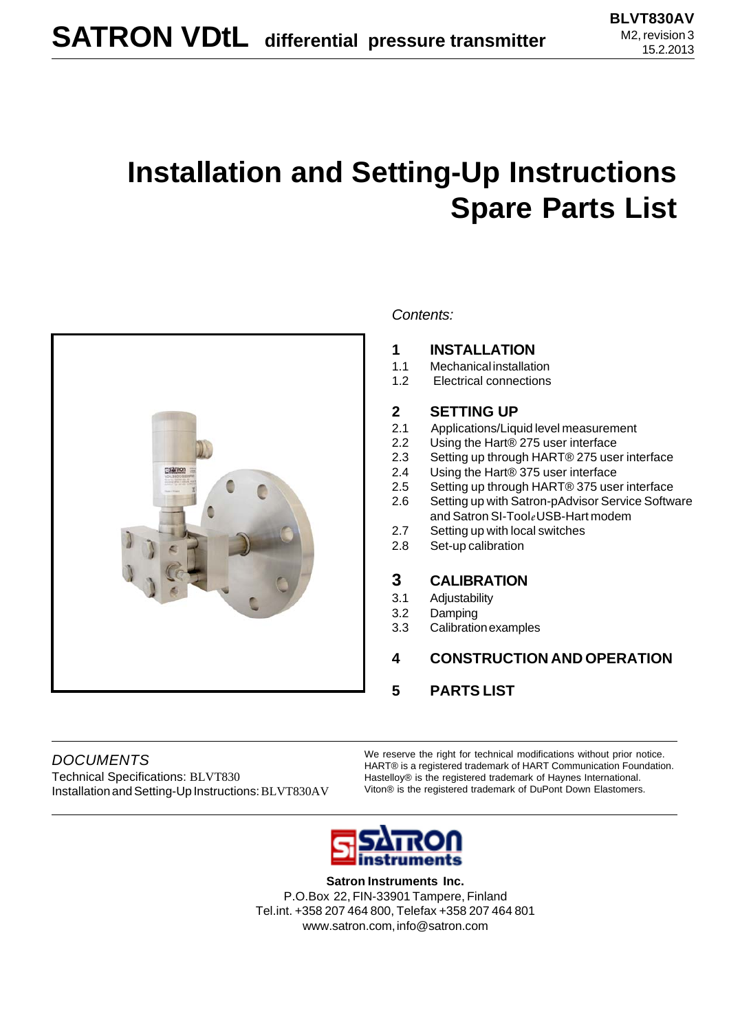# SATRON VDtL differential pressure transmitter

BLVT830AV
M2, revision 3
15.2.2013

# Installation and Setting-Up Instructions
# Spare Parts List

*Contents:*

**1 INSTALLATION**
- 1.1 Mechanical installation
- 1.2 Electrical connections

**2 SETTING UP**
- 2.1 Applications/Liquid level measurement
- 2.2 Using the Hart® 275 user interface
- 2.3 Setting up through HART® 275 user interface
- 2.4 Using the Hart® 375 user interface
- 2.5 Setting up through HART® 375 user interface
- 2.6 Setting up with Satron-pAdvisor Service Software and Satron SI-Tool*e* USB-Hart modem
- 2.7 Setting up with local switches
- 2.8 Set-up calibration

**3 CALIBRATION**
- 3.1 Adjustability
- 3.2 Damping
- 3.3 Calibration examples

**4 CONSTRUCTION AND OPERATION**

**5 PARTS LIST**

---

*DOCUMENTS*
Technical Specifications: BLVT830
Installation and Setting-Up Instructions: BLVT830AV

We reserve the right for technical modifications without prior notice.
HART® is a registered trademark of HART Communication Foundation.
Hastelloy® is the registered trademark of Haynes International.
Viton® is the registered trademark of DuPont Down Elastomers.

---

**Satron Instruments Inc.**
P.O.Box 22, FIN-33901 Tampere, Finland
Tel.int. +358 207 464 800, Telefax +358 207 464 801
www.satron.com, info@satron.com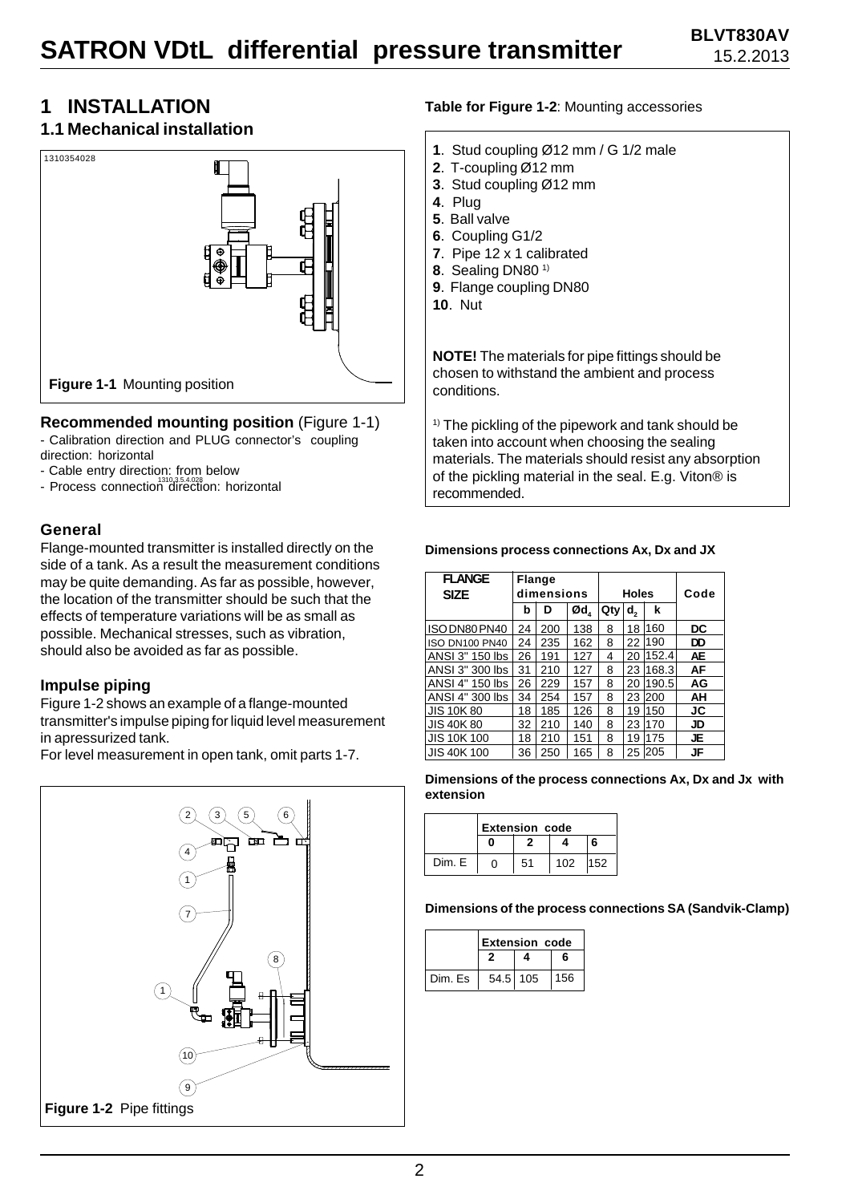# 1 INSTALLATION

## 1.1 Mechanical installation

1310354028

**Figure 1-1** Mounting position

### Recommended mounting position (Figure 1-1)

- Calibration direction and PLUG connector's coupling direction: horizontal
- Cable entry direction: from below
- Process connection direction: horizontal

### General

Flange-mounted transmitter is installed directly on the side of a tank. As a result the measurement conditions may be quite demanding. As far as possible, however, the location of the transmitter should be such that the effects of temperature variations will be as small as possible. Mechanical stresses, such as vibration, should also be avoided as far as possible.

### Impulse piping

Figure 1-2 shows an example of a flange-mounted transmitter's impulse piping for liquid level measurement in apressurized tank.
For level measurement in open tank, omit parts 1-7.

**Figure 1-2** Pipe fittings

**Table for Figure 1-2**: Mounting accessories

**1**. Stud coupling Ø12 mm / G 1/2 male
**2**. T-coupling Ø12 mm
**3**. Stud coupling Ø12 mm
**4**. Plug
**5**. Ball valve
**6**. Coupling G1/2
**7**. Pipe 12 x 1 calibrated
**8**. Sealing DN80 [1)]
**9**. Flange coupling DN80
**10**. Nut

**NOTE!** The materials for pipe fittings should be chosen to withstand the ambient and process conditions.

[1)] The pickling of the pipework and tank should be taken into account when choosing the sealing materials. The materials should resist any absorption of the pickling material in the seal. E.g. Viton® is recommended.

**Dimensions process connections Ax, Dx and JX**

| FLANGE SIZE | Flange dimensions | | | Holes | | | Code |
|---|---|---|---|---|---|---|---|
| | b | D | $Ød_4$ | Qty | $d_2$ | k | |
| ISO DN80 PN40 | 24 | 200 | 138 | 8 | 18 | 160 | DC |
| ISO DN100 PN40 | 24 | 235 | 162 | 8 | 22 | 190 | DD |
| ANSI 3" 150 lbs | 26 | 191 | 127 | 4 | 20 | 152.4 | AE |
| ANSI 3" 300 lbs | 31 | 210 | 127 | 8 | 23 | 168.3 | AF |
| ANSI 4" 150 lbs | 26 | 229 | 157 | 8 | 20 | 190.5 | AG |
| ANSI 4" 300 lbs | 34 | 254 | 157 | 8 | 23 | 200 | AH |
| JIS 10K 80 | 18 | 185 | 126 | 8 | 19 | 150 | JC |
| JIS 40K 80 | 32 | 210 | 140 | 8 | 23 | 170 | JD |
| JIS 10K 100 | 18 | 210 | 151 | 8 | 19 | 175 | JE |
| JIS 40K 100 | 36 | 250 | 165 | 8 | 25 | 205 | JF |

**Dimensions of the process connections Ax, Dx and Jx with extension**

| | Extension code | | | |
|---|---|---|---|---|
| | 0 | 2 | 4 | 6 |
| Dim. E | 0 | 51 | 102 | 152 |

**Dimensions of the process connections SA (Sandvik-Clamp)**

| | Extension code | | |
|---|---|---|---|
| | 2 | 4 | 6 |
| Dim. Es | 54.5 | 105 | 156 |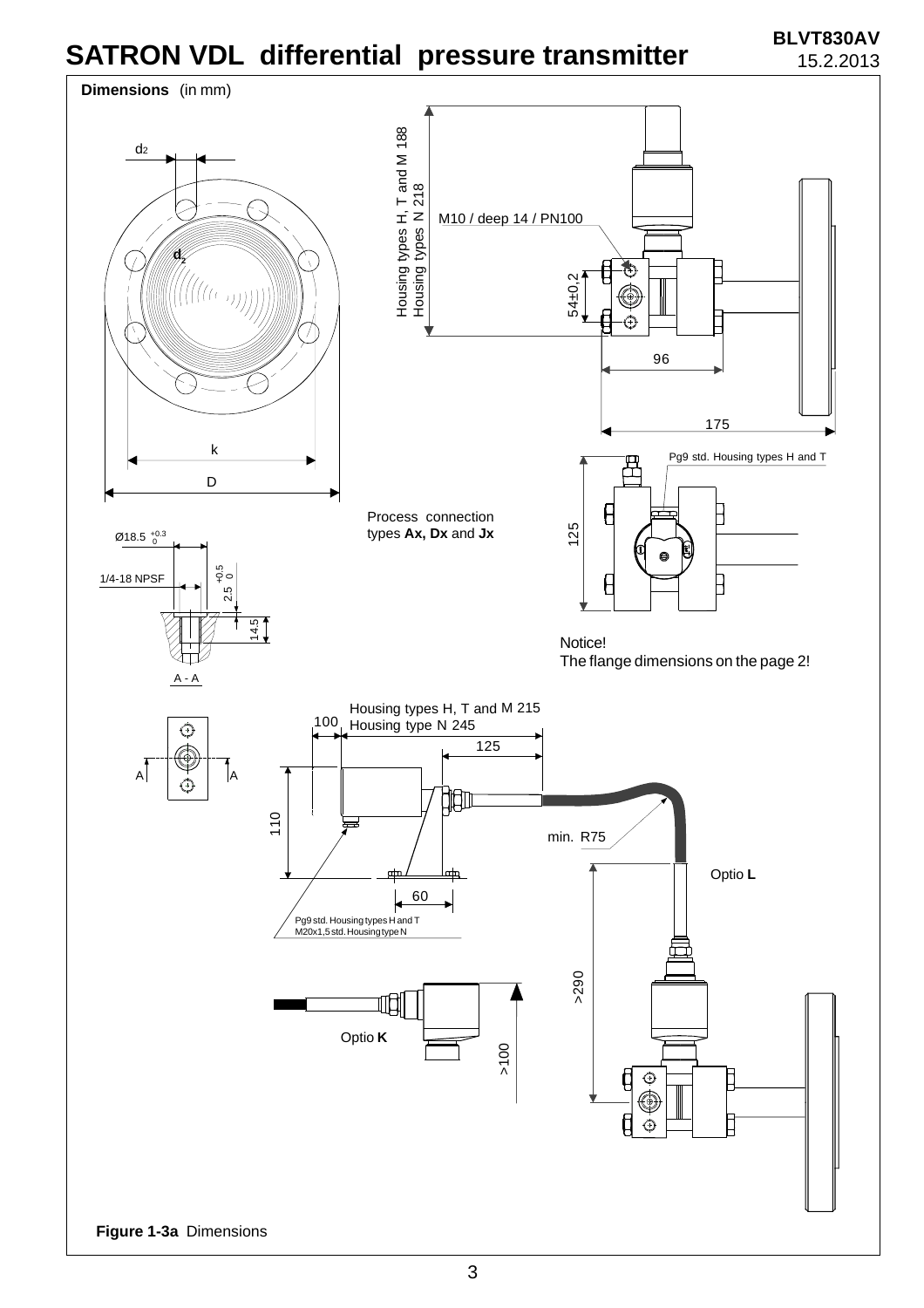# SATRON VDL differential pressure transmitter

**Dimensions** (in mm)

d2

$d_2$

k

D

Housing types H, T and M 188
Housing types N 218

M10 / deep 14 / PN100

54±0,2

96

175

Pg9 std. Housing types H and T

125

Process connection types **Ax, Dx** and **Jx**

Ø18.5 $^{+0.3}_{0}$

1/4-18 NPSF

2.5 $^{+0.5}_{0}$

14.5

A - A

A A

Notice!
The flange dimensions on the page 2!

Housing types H, T and M 215
Housing type N 245

100

125

110

60

min. R75

Optio **L**

Pg9 std. Housing types H and T
M20x1,5 std. Housing type N

>290

Optio **K**

>100

**Figure 1-3a** Dimensions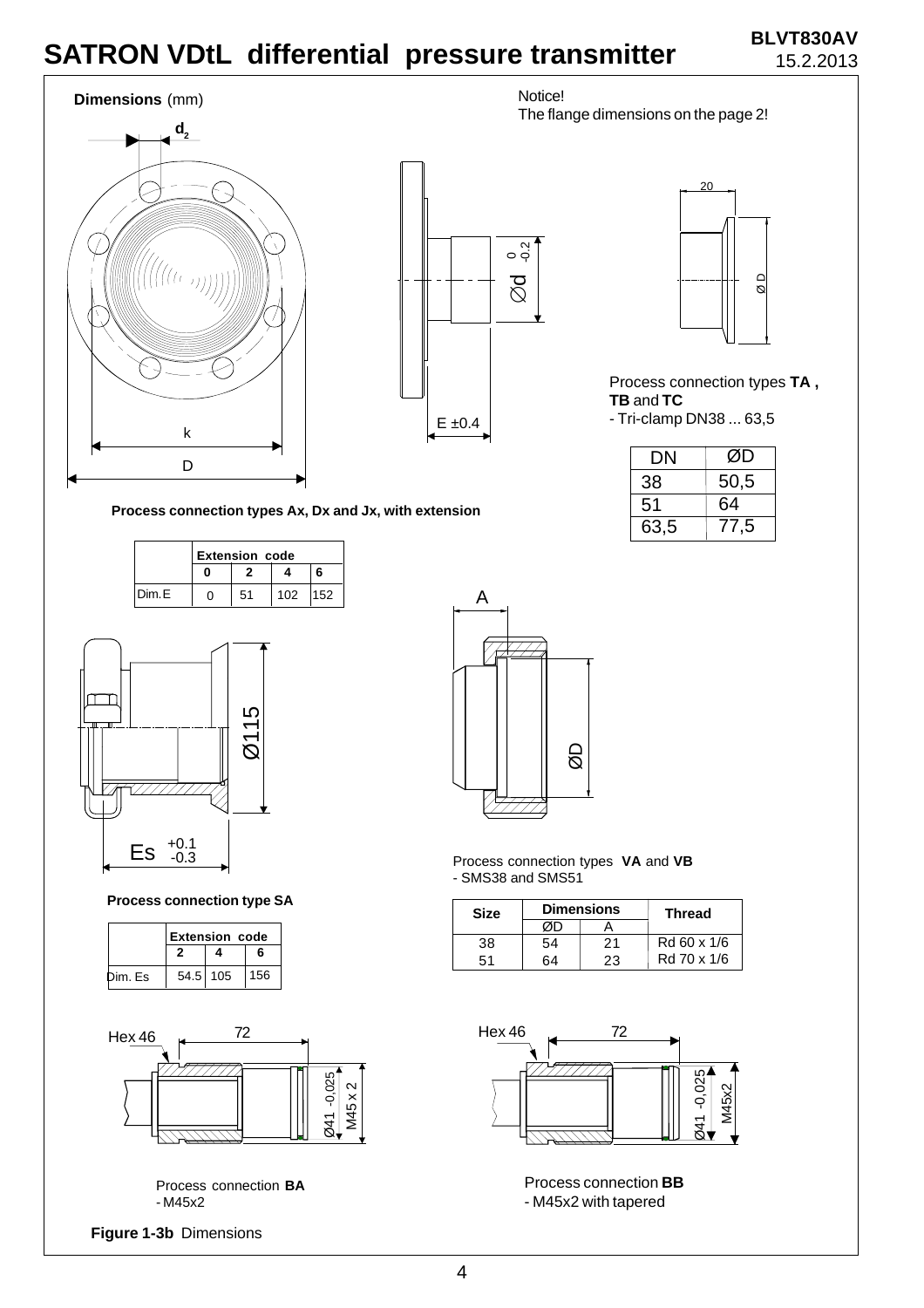# SATRON VDtL differential pressure transmitter

BLVT830AV
15.2.2013

**Dimensions** (mm)

Notice!
The flange dimensions on the page 2!

**Process connection types Ax, Dx and Jx, with extension**

| | Extension code | | | |
|---|---|---|---|---|
| | 0 | 2 | 4 | 6 |
| Dim.E | 0 | 51 | 102 | 152 |

Process connection types **TA**, **TB** and **TC**
- Tri-clamp DN38 ... 63,5

| DN | ØD |
|---|---|
| 38 | 50,5 |
| 51 | 64 |
| 63,5 | 77,5 |

**Process connection type SA**

| | Extension code | | |
|---|---|---|---|
| | 2 | 4 | 6 |
| Dim. Es | 54.5 | 105 | 156 |

Process connection types **VA** and **VB**
- SMS38 and SMS51

| Size | Dimensions | | Thread |
|---|---|---|---|
| | ØD | A | |
| 38 | 54 | 21 | Rd 60 x 1/6 |
| 51 | 64 | 23 | Rd 70 x 1/6 |

Process connection **BA**
- M45x2

Process connection **BB**
- M45x2 with tapered

**Figure 1-3b** Dimensions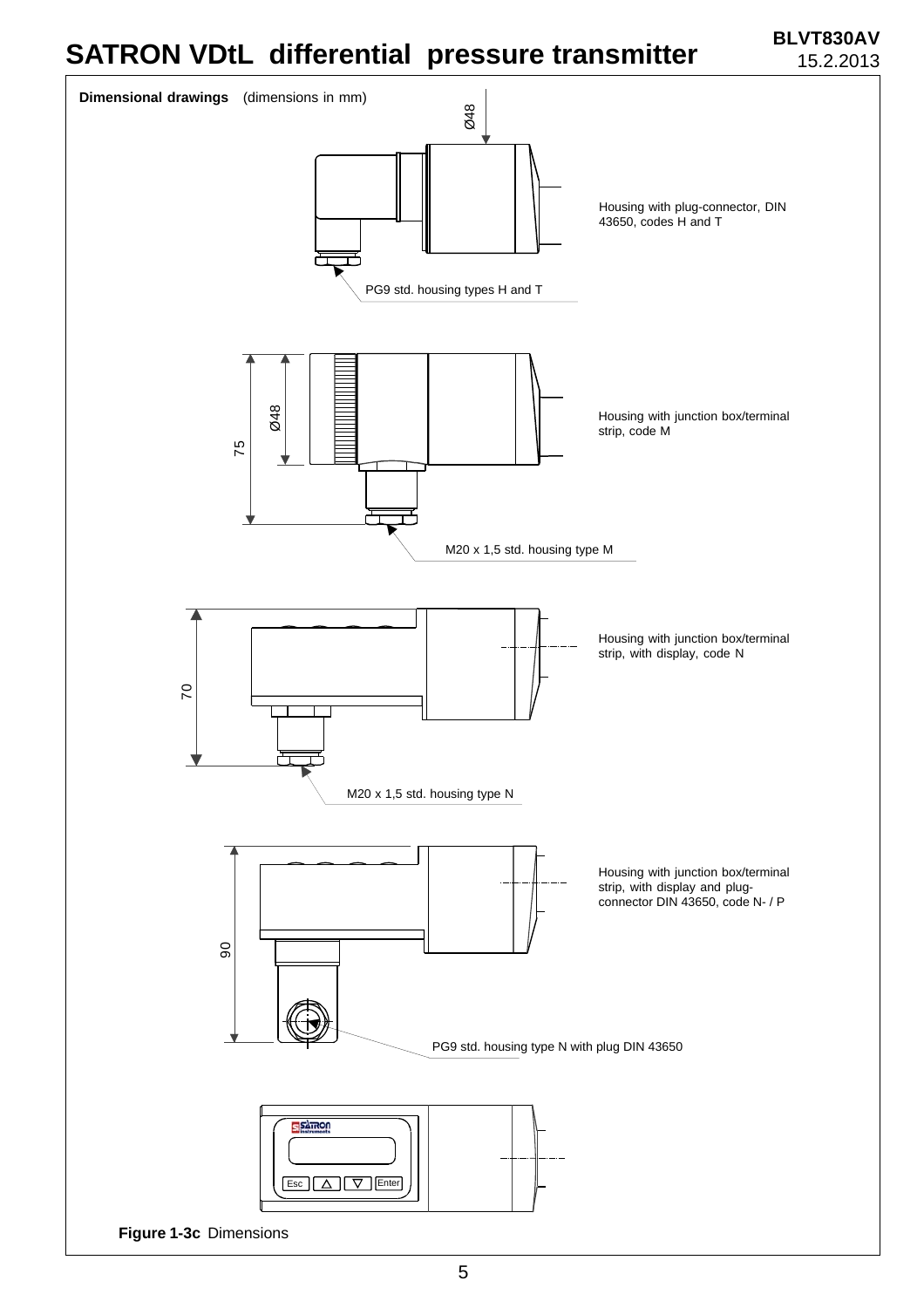**Dimensional drawings** (dimensions in mm)

Ø48

Housing with plug-connector, DIN 43650, codes H and T

PG9 std. housing types H and T

75

Ø48

Housing with junction box/terminal strip, code M

M20 x 1,5 std. housing type M

70

Housing with junction box/terminal strip, with display, code N

M20 x 1,5 std. housing type N

90

Housing with junction box/terminal strip, with display and plug-connector DIN 43650, code N- / P

PG9 std. housing type N with plug DIN 43650

Esc Enter

**Figure 1-3c** Dimensions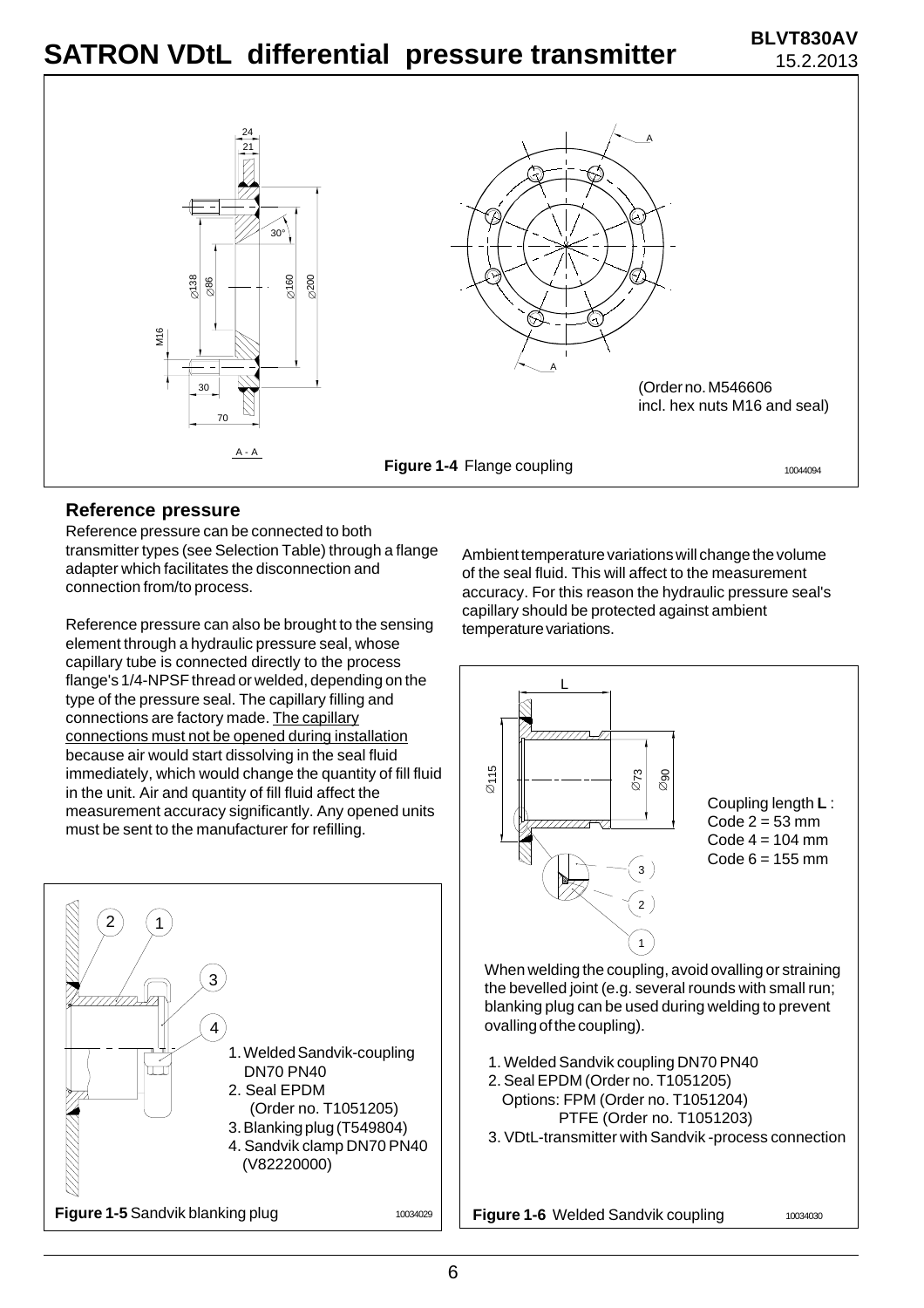(Order no. M546606 incl. hex nuts M16 and seal)

**Figure 1-4** Flange coupling

## Reference pressure

Reference pressure can be connected to both transmitter types (see Selection Table) through a flange adapter which facilitates the disconnection and connection from/to process.

Reference pressure can also be brought to the sensing element through a hydraulic pressure seal, whose capillary tube is connected directly to the process flange's 1/4-NPSF thread or welded, depending on the type of the pressure seal. The capillary filling and connections are factory made. The capillary connections must not be opened during installation because air would start dissolving in the seal fluid immediately, which would change the quantity of fill fluid in the unit. Air and quantity of fill fluid affect the measurement accuracy significantly. Any opened units must be sent to the manufacturer for refilling.

Ambient temperature variations will change the volume of the seal fluid. This will affect to the measurement accuracy. For this reason the hydraulic pressure seal's capillary should be protected against ambient temperature variations.

1. Welded Sandvik-coupling DN70 PN40
2. Seal EPDM (Order no. T1051205)
3. Blanking plug (T549804)
4. Sandvik clamp DN70 PN40 (V82220000)

**Figure 1-5** Sandvik blanking plug

Coupling length **L** :
Code 2 = 53 mm
Code 4 = 104 mm
Code 6 = 155 mm

When welding the coupling, avoid ovalling or straining the bevelled joint (e.g. several rounds with small run; blanking plug can be used during welding to prevent ovalling of the coupling).

1. Welded Sandvik coupling DN70 PN40
2. Seal EPDM (Order no. T1051205)
   Options: FPM (Order no. T1051204)
   PTFE (Order no. T1051203)
3. VDtL-transmitter with Sandvik -process connection

**Figure 1-6** Welded Sandvik coupling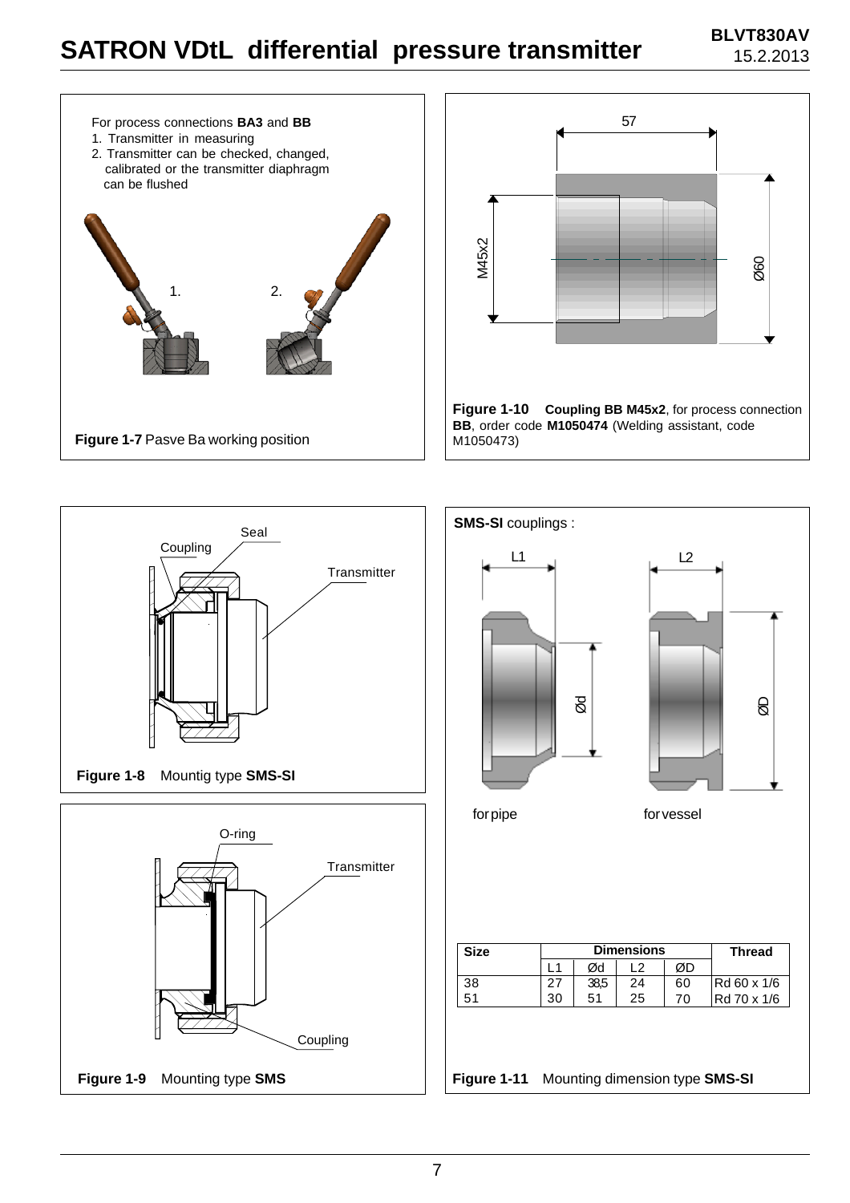For process connections **BA3** and **BB**
1. Transmitter in measuring
2. Transmitter can be checked, changed, calibrated or the transmitter diaphragm can be flushed

1. 2.

**Figure 1-7** Pasve Ba working position

57

M45x2

Ø60

**Figure 1-10** **Coupling BB M45x2**, for process connection **BB**, order code **M1050474** (Welding assistant, code M1050473)

Seal
Coupling
Transmitter

**Figure 1-8** Mountig type **SMS-SI**

O-ring
Transmitter
Coupling

**Figure 1-9** Mounting type **SMS**

**SMS-SI** couplings :

L1 L2 Ød ØD

for pipe for vessel

| Size | Dimensions | | | | Thread |
|---|---|---|---|---|---|
| | L1 | Ød | L2 | ØD | |
| 38 | 27 | 38,5 | 24 | 60 | Rd 60 x 1/6 |
| 51 | 30 | 51 | 25 | 70 | Rd 70 x 1/6 |

**Figure 1-11** Mounting dimension type **SMS-SI**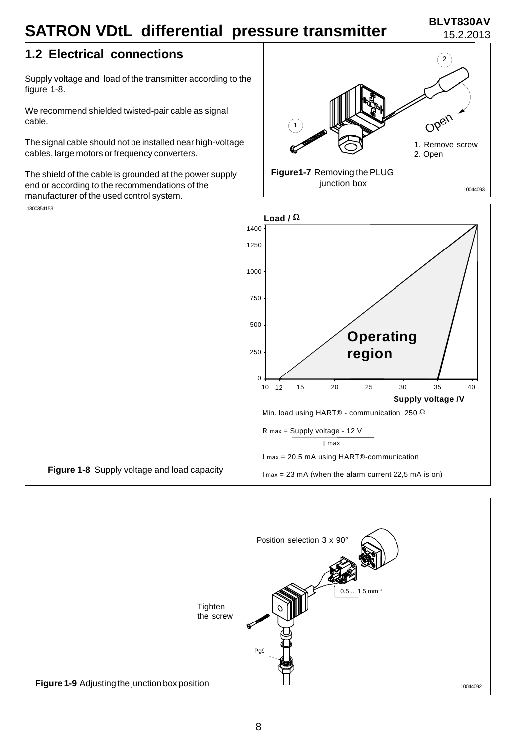## 1.2 Electrical connections

Supply voltage and load of the transmitter according to the figure 1-8.

We recommend shielded twisted-pair cable as signal cable.

The signal cable should not be installed near high-voltage cables, large motors or frequency converters.

The shield of the cable is grounded at the power supply end or according to the recommendations of the manufacturer of the used control system.

1. Remove screw
2. Open

**Figure1-7** Removing the PLUG junction box

**Figure 1-8** Supply voltage and load capacity

Min. load using HART® - communication 250 Ω

$$R_{max} = \frac{\text{Supply voltage} - 12\text{ V}}{I_{max}}$$

$I_{max}$ = 20.5 mA using HART®-communication

$I_{max}$ = 23 mA (when the alarm current 22,5 mA is on)

**Figure 1-9** Adjusting the junction box position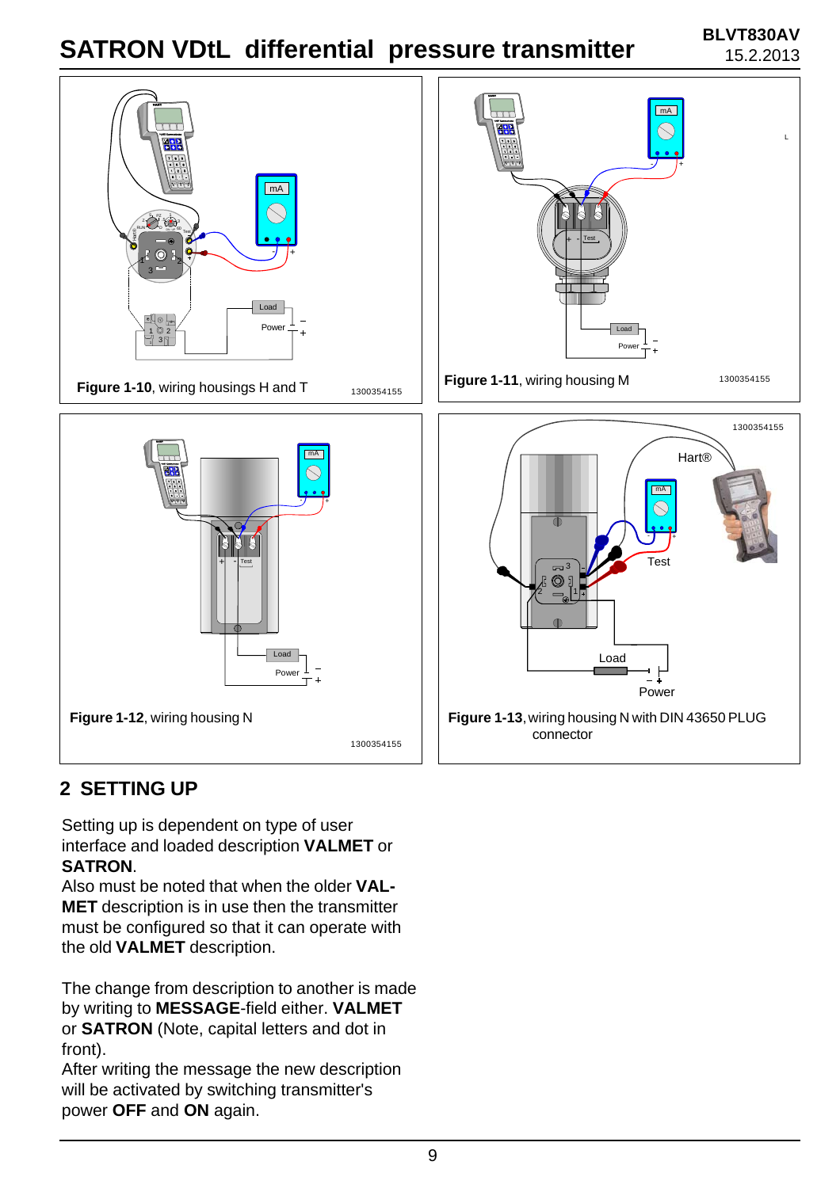**Figure 1-10**, wiring housings H and T

**Figure 1-11**, wiring housing M

**Figure 1-12**, wiring housing N

**Figure 1-13**, wiring housing N with DIN 43650 PLUG connector

## 2 SETTING UP

Setting up is dependent on type of user interface and loaded description **VALMET** or **SATRON**.
Also must be noted that when the older **VALMET** description is in use then the transmitter must be configured so that it can operate with the old **VALMET** description.

The change from description to another is made by writing to **MESSAGE**-field either. **VALMET** or **SATRON** (Note, capital letters and dot in front).
After writing the message the new description will be activated by switching transmitter's power **OFF** and **ON** again.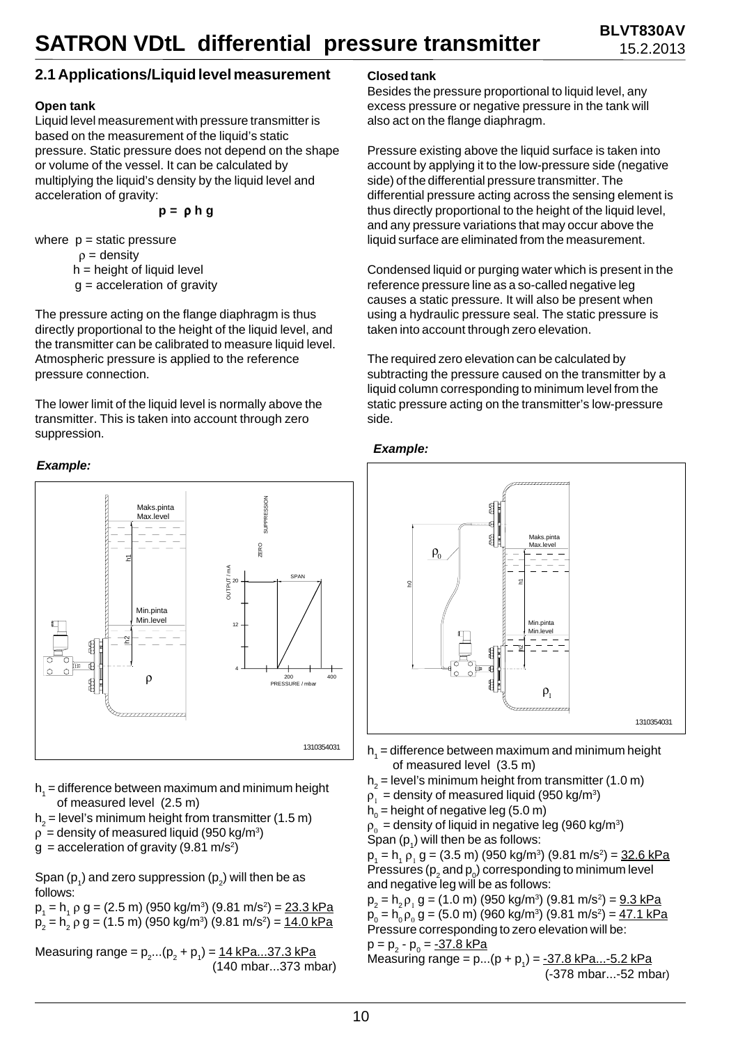## 2.1 Applications/Liquid level measurement

### Open tank

Liquid level measurement with pressure transmitter is based on the measurement of the liquid's static pressure. Static pressure does not depend on the shape or volume of the vessel. It can be calculated by multiplying the liquid's density by the liquid level and acceleration of gravity:

$$p = \rho h g$$

where $p$ = static pressure
$\rho$ = density
$h$ = height of liquid level
$g$ = acceleration of gravity

The pressure acting on the flange diaphragm is thus directly proportional to the height of the liquid level, and the transmitter can be calibrated to measure liquid level. Atmospheric pressure is applied to the reference pressure connection.

The lower limit of the liquid level is normally above the transmitter. This is taken into account through zero suppression.

***Example:***

$h_1$ = difference between maximum and minimum height of measured level (2.5 m)
$h_2$ = level's minimum height from transmitter (1.5 m)
$\rho$ = density of measured liquid (950 kg/m$^3$)
$g$ = acceleration of gravity (9.81 m/s$^2$)

Span ($p_1$) and zero suppression ($p_2$) will then be as follows:

$p_1 = h_1 \rho g$ = (2.5 m) (950 kg/m$^3$) (9.81 m/s$^2$) = 23.3 kPa
$p_2 = h_2 \rho g$ = (1.5 m) (950 kg/m$^3$) (9.81 m/s$^2$) = 14.0 kPa

Measuring range = $p_2 ... (p_2 + p_1)$ = 14 kPa...37.3 kPa (140 mbar...373 mbar)

### Closed tank

Besides the pressure proportional to liquid level, any excess pressure or negative pressure in the tank will also act on the flange diaphragm.

Pressure existing above the liquid surface is taken into account by applying it to the low-pressure side (negative side) of the differential pressure transmitter. The differential pressure acting across the sensing element is thus directly proportional to the height of the liquid level, and any pressure variations that may occur above the liquid surface are eliminated from the measurement.

Condensed liquid or purging water which is present in the reference pressure line as a so-called negative leg causes a static pressure. It will also be present when using a hydraulic pressure seal. The static pressure is taken into account through zero elevation.

The required zero elevation can be calculated by subtracting the pressure caused on the transmitter by a liquid column corresponding to minimum level from the static pressure acting on the transmitter's low-pressure side.

***Example:***

$h_1$ = difference between maximum and minimum height of measured level (3.5 m)
$h_2$ = level's minimum height from transmitter (1.0 m)
$\rho_1$ = density of measured liquid (950 kg/m$^3$)
$h_0$ = height of negative leg (5.0 m)
$\rho_0$ = density of liquid in negative leg (960 kg/m$^3$)
Span ($p_1$) will then be as follows:
$p_1 = h_1 \rho_1 g$ = (3.5 m) (950 kg/m$^3$) (9.81 m/s$^2$) = 32.6 kPa
Pressures ($p_2$ and $p_0$) corresponding to minimum level and negative leg will be as follows:
$p_2 = h_2 \rho_1 g$ = (1.0 m) (950 kg/m$^3$) (9.81 m/s$^2$) = 9.3 kPa
$p_0 = h_0 \rho_0 g$ = (5.0 m) (960 kg/m$^3$) (9.81 m/s$^2$) = 47.1 kPa
Pressure corresponding to zero elevation will be:
$p = p_2 - p_0$ = -37.8 kPa
Measuring range = $p ... (p + p_1)$ = -37.8 kPa...-5.2 kPa (-378 mbar...-52 mbar)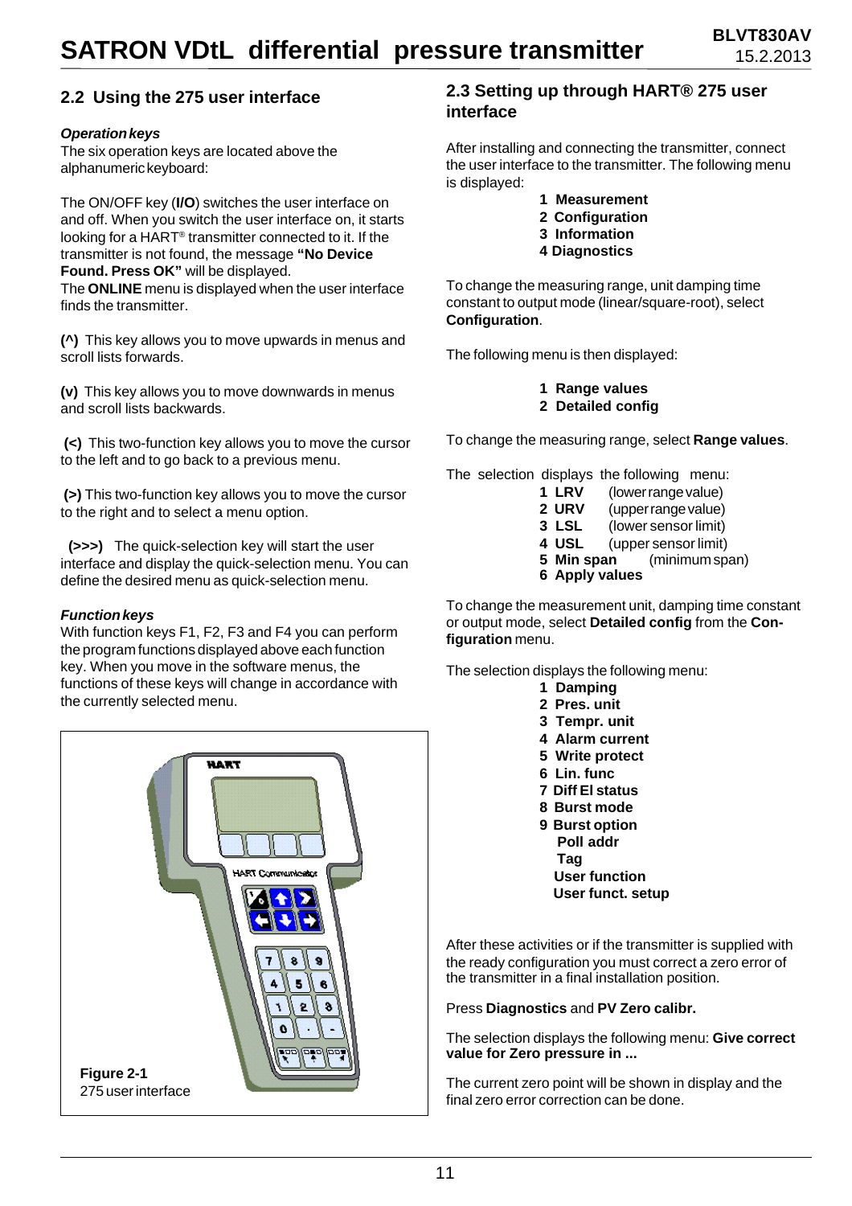## 2.2 Using the 275 user interface

***Operation keys***

The six operation keys are located above the alphanumeric keyboard:

The ON/OFF key (**I/O**) switches the user interface on and off. When you switch the user interface on, it starts looking for a HART® transmitter connected to it. If the transmitter is not found, the message **"No Device Found. Press OK"** will be displayed.
The **ONLINE** menu is displayed when the user interface finds the transmitter.

**(^)** This key allows you to move upwards in menus and scroll lists forwards.

**(v)** This key allows you to move downwards in menus and scroll lists backwards.

**(<)** This two-function key allows you to move the cursor to the left and to go back to a previous menu.

**(>)** This two-function key allows you to move the cursor to the right and to select a menu option.

**(>>>)** The quick-selection key will start the user interface and display the quick-selection menu. You can define the desired menu as quick-selection menu.

***Function keys***

With function keys F1, F2, F3 and F4 you can perform the program functions displayed above each function key. When you move in the software menus, the functions of these keys will change in accordance with the currently selected menu.

**Figure 2-1**
275 user interface

## 2.3 Setting up through HART® 275 user interface

After installing and connecting the transmitter, connect the user interface to the transmitter. The following menu is displayed:

**1 Measurement**
**2 Configuration**
**3 Information**
**4 Diagnostics**

To change the measuring range, unit damping time constant to output mode (linear/square-root), select **Configuration**.

The following menu is then displayed:

**1 Range values**
**2 Detailed config**

To change the measuring range, select **Range values**.

The selection displays the following menu:

**1 LRV** (lower range value)
**2 URV** (upper range value)
**3 LSL** (lower sensor limit)
**4 USL** (upper sensor limit)
**5 Min span** (minimum span)
**6 Apply values**

To change the measurement unit, damping time constant or output mode, select **Detailed config** from the **Configuration** menu.

The selection displays the following menu:

**1 Damping**
**2 Pres. unit**
**3 Tempr. unit**
**4 Alarm current**
**5 Write protect**
**6 Lin. func**
**7 Diff El status**
**8 Burst mode**
**9 Burst option**
**Poll addr**
**Tag**
**User function**
**User funct. setup**

After these activities or if the transmitter is supplied with the ready configuration you must correct a zero error of the transmitter in a final installation position.

Press **Diagnostics** and **PV Zero calibr.**

The selection displays the following menu: **Give correct value for Zero pressure in ...**

The current zero point will be shown in display and the final zero error correction can be done.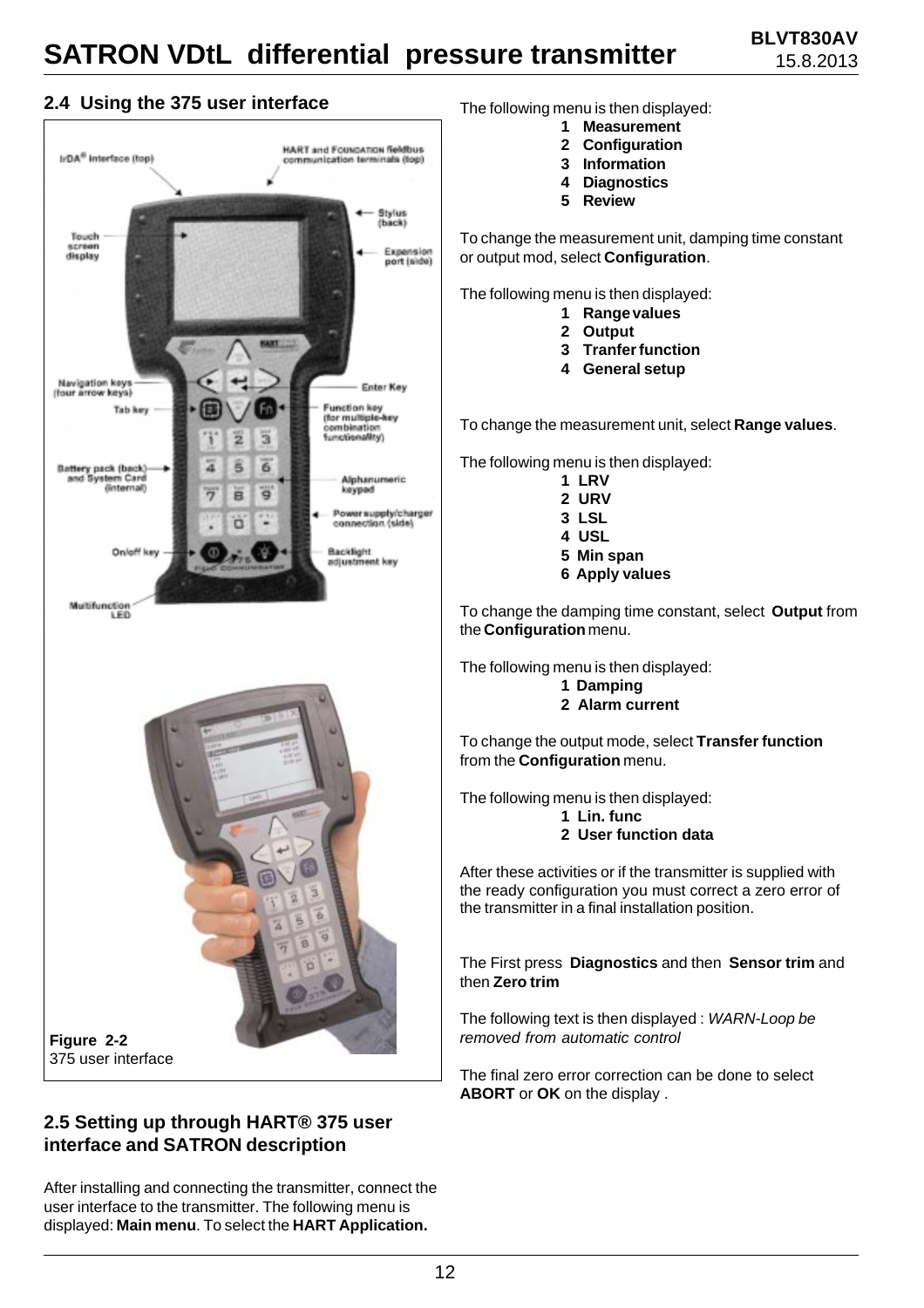## 2.4 Using the 375 user interface

IrDA® Interface (top)

HART and FOUNDATION fieldbus communication terminals (top)

Touch screen display

Stylus (back)

Expansion port (side)

Navigation keys (four arrow keys)

Enter Key

Tab key

Function key (for multiple-key combination functionality)

Battery pack (back) and System Card (internal)

Alphanumeric keypad

Power supply/charger connection (side)

On/off key

Backlight adjustment key

Multifunction LED

**Figure 2-2**
375 user interface

## 2.5 Setting up through HART® 375 user interface and SATRON description

After installing and connecting the transmitter, connect the user interface to the transmitter. The following menu is displayed: **Main menu**. To select the **HART Application.**

The following menu is then displayed:

**1 Measurement**
**2 Configuration**
**3 Information**
**4 Diagnostics**
**5 Review**

To change the measurement unit, damping time constant or output mod, select **Configuration**.

The following menu is then displayed:

**1 Range values**
**2 Output**
**3 Tranfer function**
**4 General setup**

To change the measurement unit, select **Range values**.

The following menu is then displayed:

**1 LRV**
**2 URV**
**3 LSL**
**4 USL**
**5 Min span**
**6 Apply values**

To change the damping time constant, select **Output** from the **Configuration** menu.

The following menu is then displayed:

**1 Damping**
**2 Alarm current**

To change the output mode, select **Transfer function** from the **Configuration** menu.

The following menu is then displayed:

**1 Lin. func**
**2 User function data**

After these activities or if the transmitter is supplied with the ready configuration you must correct a zero error of the transmitter in a final installation position.

The First press **Diagnostics** and then **Sensor trim** and then **Zero trim**

The following text is then displayed : *WARN-Loop be removed from automatic control*

The final zero error correction can be done to select **ABORT** or **OK** on the display .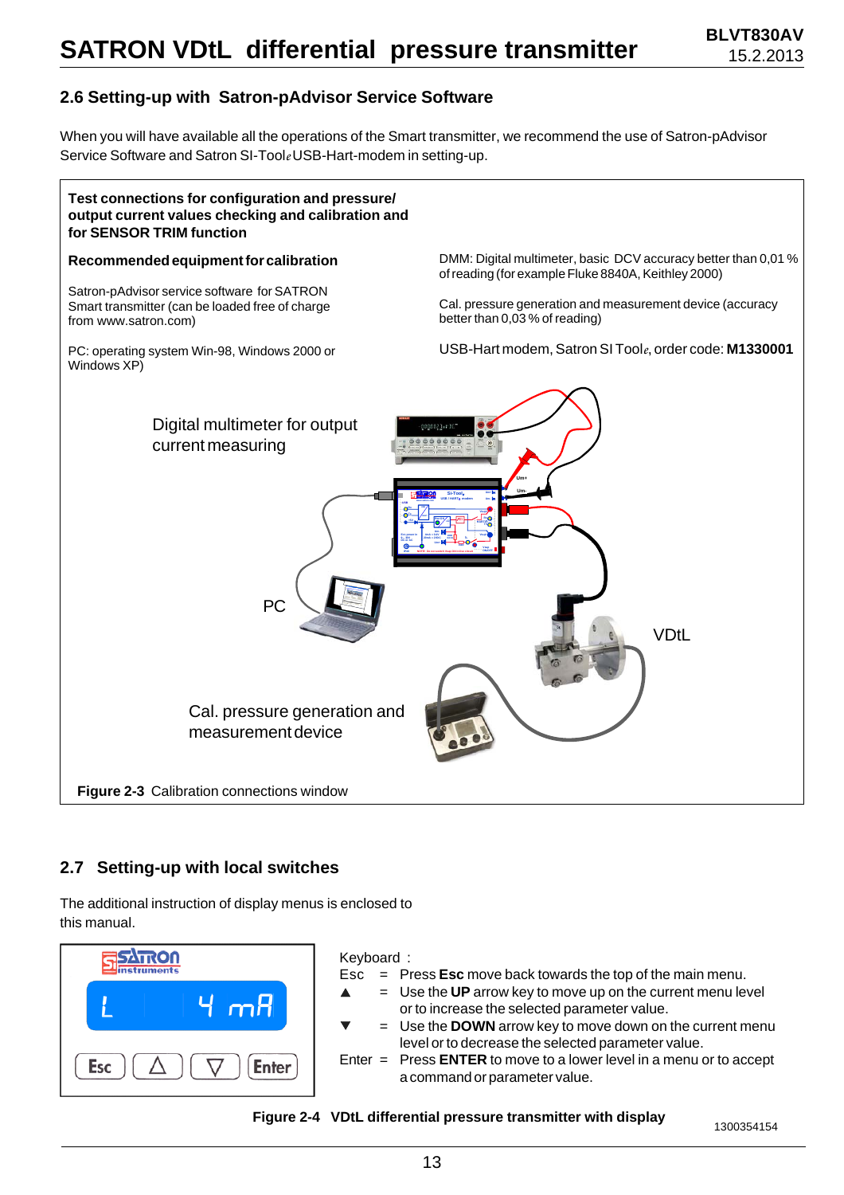## 2.6 Setting-up with Satron-pAdvisor Service Software

When you will have available all the operations of the Smart transmitter, we recommend the use of Satron-pAdvisor Service Software and Satron SI-Tool*e* USB-Hart-modem in setting-up.

**Test connections for configuration and pressure/ output current values checking and calibration and for SENSOR TRIM function**

**Recommended equipment for calibration**

Satron-pAdvisor service software for SATRON Smart transmitter (can be loaded free of charge from www.satron.com)

PC: operating system Win-98, Windows 2000 or Windows XP)

DMM: Digital multimeter, basic DCV accuracy better than 0,01 % of reading (for example Fluke 8840A, Keithley 2000)

Cal. pressure generation and measurement device (accuracy better than 0,03 % of reading)

USB-Hart modem, Satron SI Tool*e*, order code: **M1330001**

Digital multimeter for output current measuring

PC

VDtL

Cal. pressure generation and measurement device

**Figure 2-3** Calibration connections window

## 2.7 Setting-up with local switches

The additional instruction of display menus is enclosed to this manual.

Keyboard :

Esc = Press **Esc** move back towards the top of the main menu.

▲ = Use the **UP** arrow key to move up on the current menu level or to increase the selected parameter value.

▼ = Use the **DOWN** arrow key to move down on the current menu level or to decrease the selected parameter value.

Enter = Press **ENTER** to move to a lower level in a menu or to accept a command or parameter value.

**Figure 2-4 VDtL differential pressure transmitter with display**

1300354154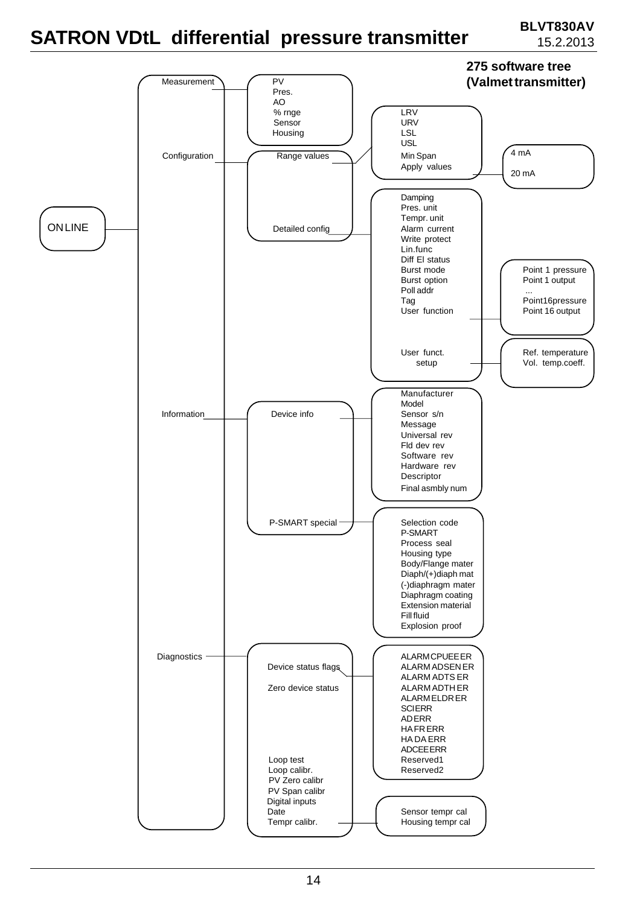# SATRON VDtL differential pressure transmitter

BLVT830AV
15.2.2013

**275 software tree (Valmet transmitter)**

- ONLINE
  - Measurement
    - PV
    - Pres.
    - AO
    - % rnge
    - Sensor
    - Housing
  - Configuration
    - Range values
      - LRV
      - URV
      - LSL
      - USL
      - Min Span
      - Apply values
        - 4 mA
        - 20 mA
    - Detailed config
      - Damping
      - Pres. unit
      - Tempr. unit
      - Alarm current
      - Write protect
      - Lin.func
      - Diff El status
      - Burst mode
      - Burst option
      - Poll addr
      - Tag
      - User function
        - Point 1 pressure
        - Point 1 output
        - ...
        - Point16pressure
        - Point 16 output
      - User funct. setup
        - Ref. temperature
        - Vol. temp.coeff.
  - Information
    - Device info
      - Manufacturer
      - Model
      - Sensor s/n
      - Message
      - Universal rev
      - Fld dev rev
      - Software rev
      - Hardware rev
      - Descriptor
      - Final asmbly num
    - P-SMART special
      - Selection code P-SMART
      - Process seal
      - Housing type
      - Body/Flange mater
      - Diaph/(+)diaph mat
      - (-)diaphragm mater
      - Diaphragm coating
      - Extension material
      - Fill fluid
      - Explosion proof
  - Diagnostics
    - Device status flags
      - ALARM CPUEE ER
      - ALARM ADSEN ER
      - ALARM ADTS ER
      - ALARM ADTH ER
      - ALARM ELDR ER
      - SCIERR
      - ADERR
      - HAFR ERR
      - HA DA ERR
      - ADCEEERR
      - Reserved1
      - Reserved2
    - Zero device status
    - Loop test
    - Loop calibr.
    - PV Zero calibr
    - PV Span calibr
    - Digital inputs
    - Date
    - Tempr calibr.
      - Sensor tempr cal
      - Housing tempr cal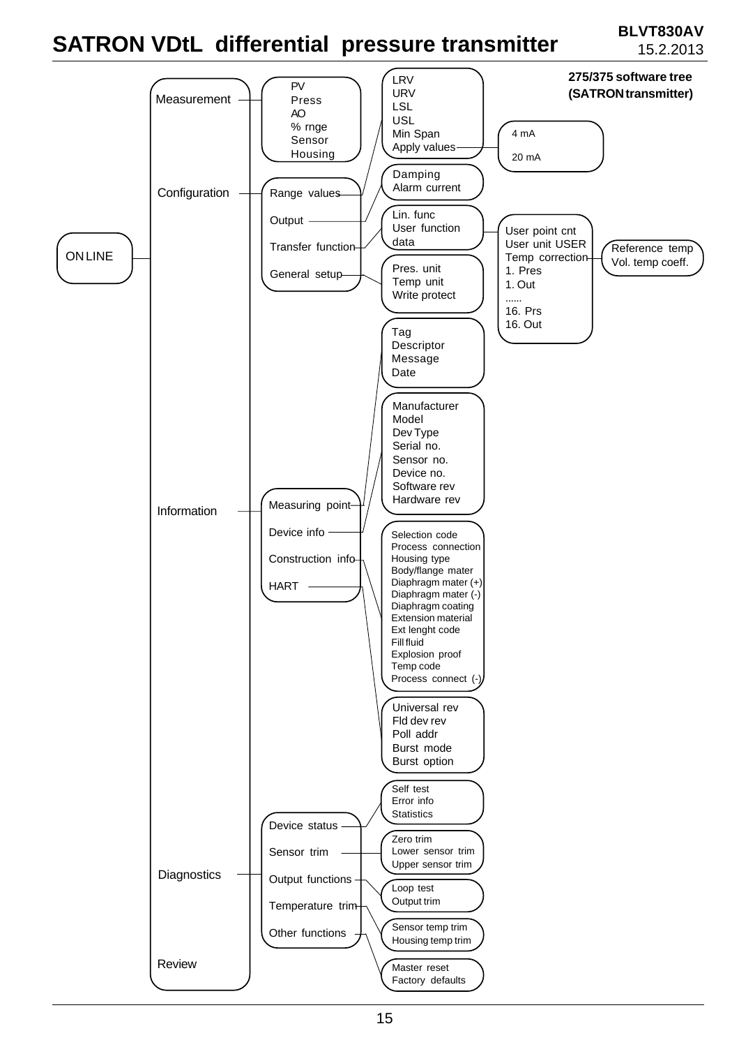# SATRON VDtL differential pressure transmitter

**BLVT830AV**
15.2.2013

**275/375 software tree (SATRON transmitter)**

- ON LINE
  - Measurement
    - PV
    - Press
    - AO
    - % rnge
    - Sensor
    - Housing
  - Configuration
    - Range values
      - LRV
      - URV
      - LSL
      - USL
      - Min Span
      - Apply values
        - 4 mA
        - 20 mA
    - Output
      - Damping
      - Alarm current
    - Transfer function
      - Lin. func
      - User function data
        - User point cnt
        - User unit USER
        - Temp correction
          - Reference temp
          - Vol. temp coeff.
        - 1. Pres
        - 1. Out
        - ......
        - 16. Prs
        - 16. Out
    - General setup
      - Pres. unit
      - Temp unit
      - Write protect
  - Information
    - Measuring point
      - Tag
      - Descriptor
      - Message
      - Date
    - Device info
      - Manufacturer
      - Model
      - Dev Type
      - Serial no.
      - Sensor no.
      - Device no.
      - Software rev
      - Hardware rev
    - Construction info
      - Selection code
      - Process connection
      - Housing type
      - Body/flange mater
      - Diaphragm mater (+)
      - Diaphragm mater (-)
      - Diaphragm coating
      - Extension material
      - Ext lenght code
      - Fill fluid
      - Explosion proof
      - Temp code
      - Process connect (-)
    - HART
      - Universal rev
      - Fld dev rev
      - Poll addr
      - Burst mode
      - Burst option
  - Diagnostics
    - Device status
      - Self test
      - Error info
      - Statistics
    - Sensor trim
      - Zero trim
      - Lower sensor trim
      - Upper sensor trim
    - Output functions
      - Loop test
      - Output trim
    - Temperature trim
      - Sensor temp trim
      - Housing temp trim
    - Other functions
      - Master reset
      - Factory defaults
  - Review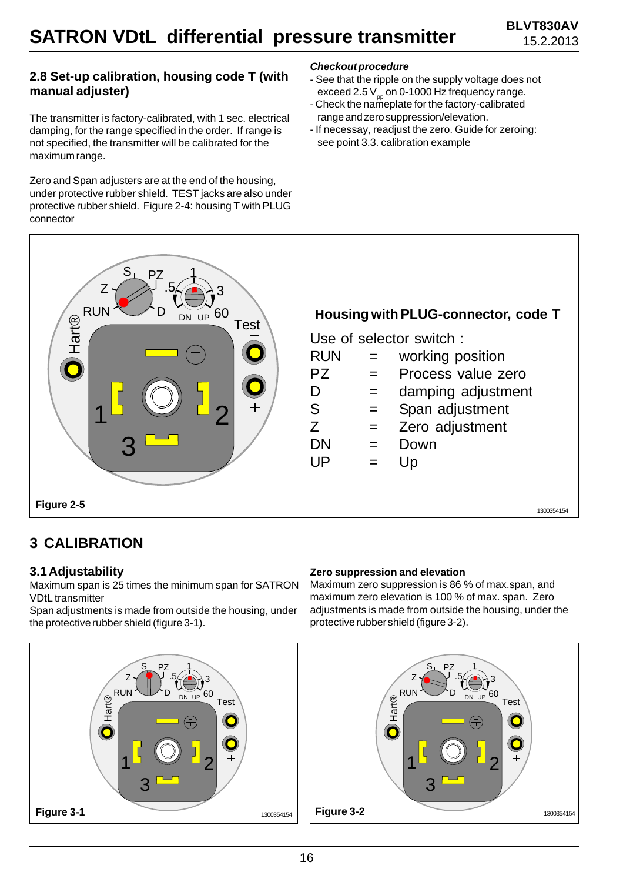## 2.8 Set-up calibration, housing code T (with manual adjuster)

The transmitter is factory-calibrated, with 1 sec. electrical damping, for the range specified in the order. If range is not specified, the transmitter will be calibrated for the maximum range.

Zero and Span adjusters are at the end of the housing, under protective rubber shield. TEST jacks are also under protective rubber shield. Figure 2-4: housing T with PLUG connector

***Checkout procedure***

- See that the ripple on the supply voltage does not exceed 2.5 $V_{pp}$ on 0-1000 Hz frequency range.
- Check the nameplate for the factory-calibrated range and zero suppression/elevation.
- If necessary, readjust the zero. Guide for zeroing: see point 3.3. calibration example

**Housing with PLUG-connector, code T**

Use of selector switch :

| | | |
|---|---|---|
| RUN | = | working position |
| PZ | = | Process value zero |
| D | = | damping adjustment |
| S | = | Span adjustment |
| Z | = | Zero adjustment |
| DN | = | Down |
| UP | = | Up |

**Figure 2-5**

# 3 CALIBRATION

### 3.1 Adjustability

Maximum span is 25 times the minimum span for SATRON VDtL transmitter

Span adjustments is made from outside the housing, under the protective rubber shield (figure 3-1).

**Zero suppression and elevation**

Maximum zero suppression is 86 % of max.span, and maximum zero elevation is 100 % of max. span. Zero adjustments is made from outside the housing, under the protective rubber shield (figure 3-2).

**Figure 3-1**

**Figure 3-2**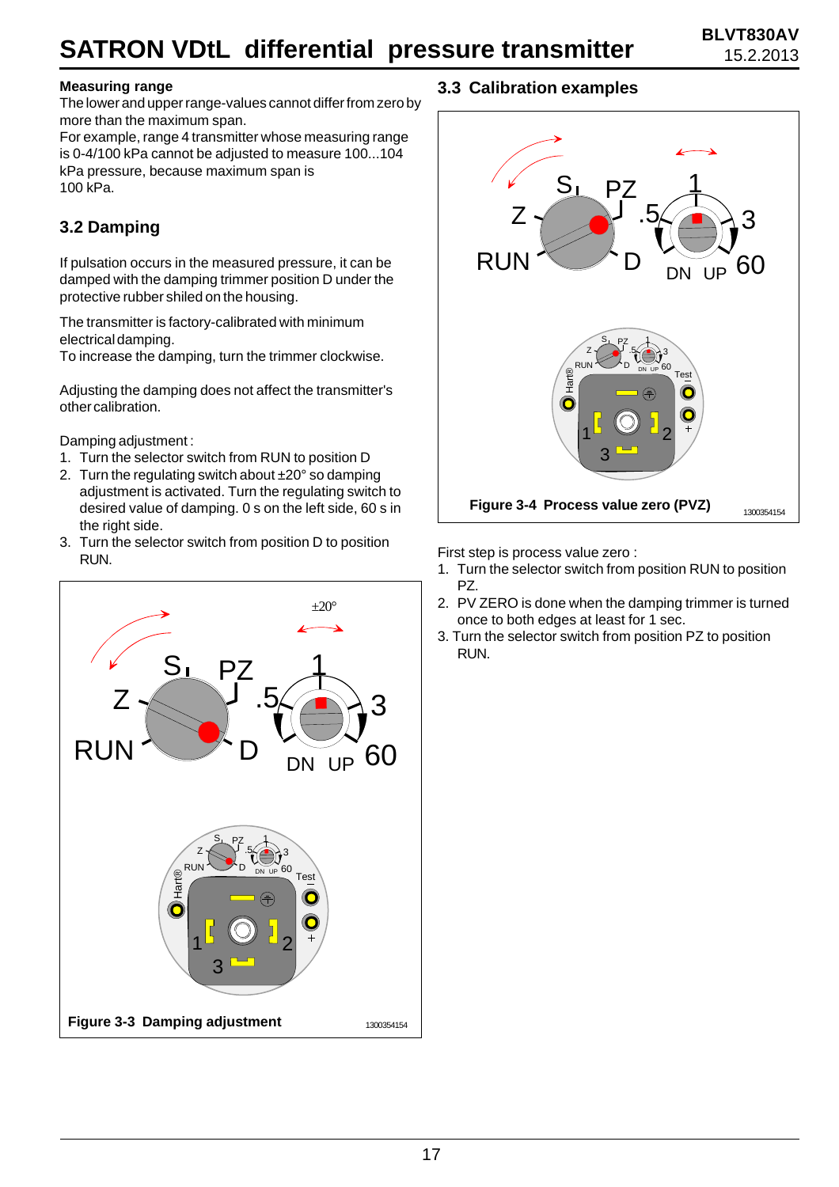#### Measuring range

The lower and upper range-values cannot differ from zero by more than the maximum span.
For example, range 4 transmitter whose measuring range is 0-4/100 kPa cannot be adjusted to measure 100...104 kPa pressure, because maximum span is 100 kPa.

### 3.2 Damping

If pulsation occurs in the measured pressure, it can be damped with the damping trimmer position D under the protective rubber shiled on the housing.

The transmitter is factory-calibrated with minimum electrical damping.
To increase the damping, turn the trimmer clockwise.

Adjusting the damping does not affect the transmitter's other calibration.

Damping adjustment :

1. Turn the selector switch from RUN to position D
2. Turn the regulating switch about ±20° so damping adjustment is activated. Turn the regulating switch to desired value of damping. 0 s on the left side, 60 s in the right side.
3. Turn the selector switch from position D to position RUN.

**Figure 3-3 Damping adjustment**

### 3.3 Calibration examples

**Figure 3-4 Process value zero (PVZ)**

First step is process value zero :

1. Turn the selector switch from position RUN to position PZ.
2. PV ZERO is done when the damping trimmer is turned once to both edges at least for 1 sec.
3. Turn the selector switch from position PZ to position RUN.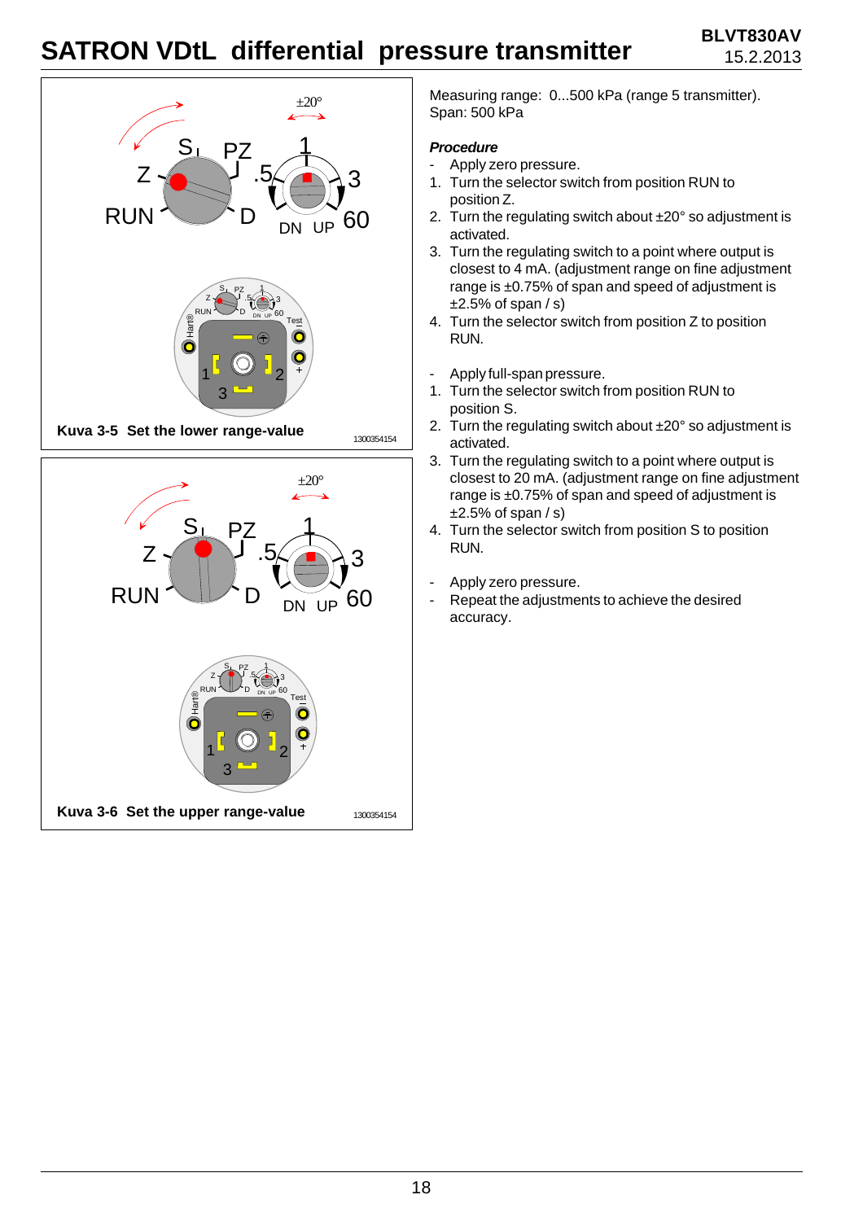Kuva 3-5 Set the lower range-value

Kuva 3-6 Set the upper range-value

Measuring range: 0...500 kPa (range 5 transmitter).
Span: 500 kPa

***Procedure***

- Apply zero pressure.
1. Turn the selector switch from position RUN to position Z.
2. Turn the regulating switch about ±20° so adjustment is activated.
3. Turn the regulating switch to a point where output is closest to 4 mA. (adjustment range on fine adjustment range is ±0.75% of span and speed of adjustment is ±2.5% of span / s)
4. Turn the selector switch from position Z to position RUN.

- Apply full-span pressure.
1. Turn the selector switch from position RUN to position S.
2. Turn the regulating switch about ±20° so adjustment is activated.
3. Turn the regulating switch to a point where output is closest to 20 mA. (adjustment range on fine adjustment range is ±0.75% of span and speed of adjustment is ±2.5% of span / s)
4. Turn the selector switch from position S to position RUN.

- Apply zero pressure.
- Repeat the adjustments to achieve the desired accuracy.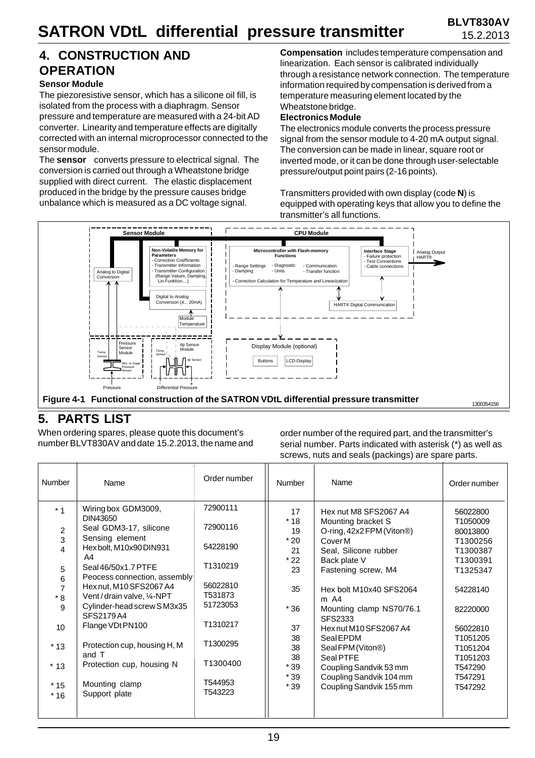## 4. CONSTRUCTION AND OPERATION

### Sensor Module

The piezoresistive sensor, which has a silicone oil fill, is isolated from the process with a diaphragm. Sensor pressure and temperature are measured with a 24-bit AD converter. Linearity and temperature effects are digitally corrected with an internal microprocessor connected to the sensor module.

The **sensor** converts pressure to electrical signal. The conversion is carried out through a Wheatstone bridge supplied with direct current. The elastic displacement produced in the bridge by the pressure causes bridge unbalance which is measured as a DC voltage signal.

**Compensation** includes temperature compensation and linearization. Each sensor is calibrated individually through a resistance network connection. The temperature information required by compensation is derived from a temperature measuring element located by the Wheatstone bridge.

### Electronics Module

The electronics module converts the process pressure signal from the sensor module to 4-20 mA output signal. The conversion can be made in linear, square root or inverted mode, or it can be done through user-selectable pressure/output point pairs (2-16 points).

Transmitters provided with own display (code **N**) is equipped with operating keys that allow you to define the transmitter's all functions.

**Figure 4-1 Functional construction of the SATRON VDtL differential pressure transmitter**

## 5. PARTS LIST

When ordering spares, please quote this document's number BLVT830AV and date 15.2.2013, the name and order number of the required part, and the transmitter's serial number. Parts indicated with asterisk (*) as well as screws, nuts and seals (packings) are spare parts.

| Number | Name | Order number | Number | Name | Order number |
|---|---|---|---|---|---|
| * 1 | Wiring box GDM3009, DIN43650 | 72900111 | 17 | Hex nut M8 SFS2067 A4 | 56022800 |
| 2 | Seal GDM3-17, silicone | 72900116 | * 18 | Mounting bracket S | T1050009 |
| 3 | Sensing element | | 19 | O-ring, 42x2 FPM (Viton®) | 80013800 |
| 4 | Hex bolt, M10x90 DIN931 A4 | 54228190 | * 20 | Cover M | T1300256 |
| 5 | Seal 46/50x1.7 PTFE | T1310219 | 21 | Seal, Silicone rubber | T1300387 |
| 6 | Peocess connection, assembly | | * 22 | Back plate V | T1300391 |
| 7 | Hex nut, M10 SFS2067 A4 | 56022810 | 23 | Fastening screw, M4 | T1325347 |
| * 8 | Vent / drain valve, ¼-NPT | T531873 | 35 | Hex bolt M10x40 SFS2064 m A4 | 54228140 |
| 9 | Cylinder-head screw S M3x35 SFS2179 A4 | 51723053 | * 36 | Mounting clamp NS70/76.1 SFS2333 | 82220000 |
| 10 | Flange VDt PN100 | T1310217 | 37 | Hex nut M10 SFS2067 A4 | 56022810 |
| * 13 | Protection cup, housing H, M and T | T1300295 | 38 | Seal EPDM | T1051205 |
| * 13 | Protection cup, housing N | T1300400 | 38 | Seal FPM (Viton®) | T1051204 |
| * 15 | Mounting clamp | T544953 | 38 | Seal PTFE | T1051203 |
| * 16 | Support plate | T543223 | * 39 | Coupling Sandvik 53 mm | T547290 |
| | | | * 39 | Coupling Sandvik 104 mm | T547291 |
| | | | * 39 | Coupling Sandvik 155 mm | T547292 |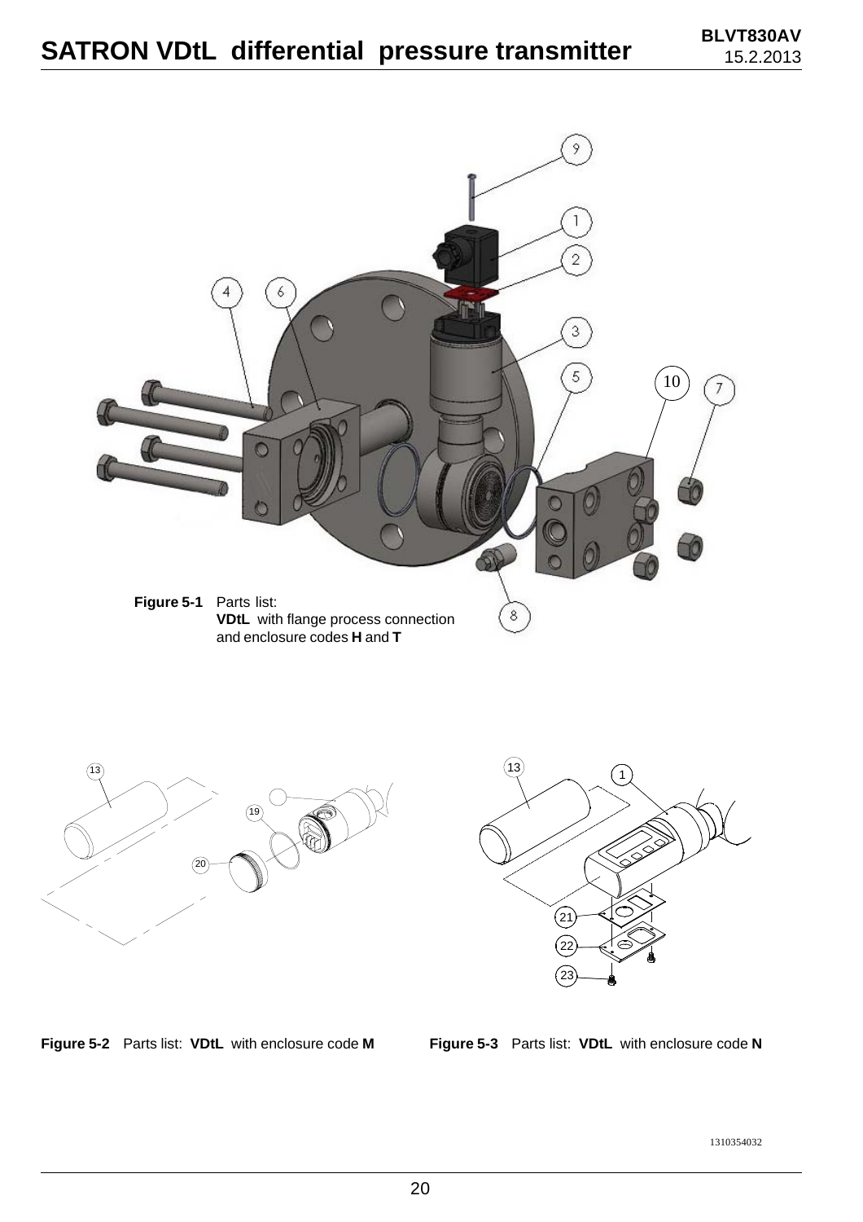**Figure 5-1** Parts list:
**VDtL** with flange process connection and enclosure codes **H** and **T**

**Figure 5-2** Parts list: **VDtL** with enclosure code **M**

**Figure 5-3** Parts list: **VDtL** with enclosure code **N**

1310354032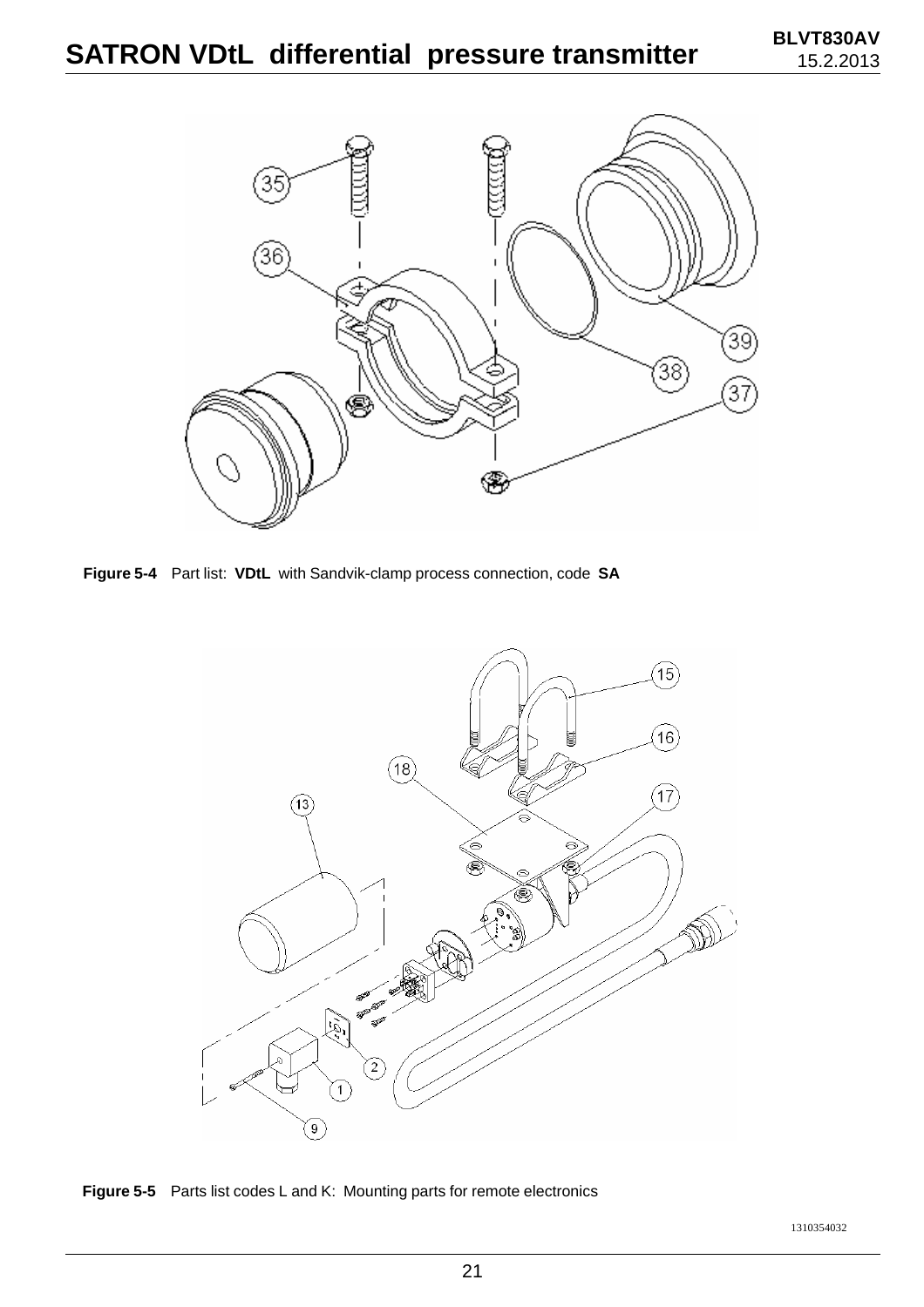**Figure 5-4** Part list: **VDtL** with Sandvik-clamp process connection, code **SA**

**Figure 5-5** Parts list codes L and K: Mounting parts for remote electronics

1310354032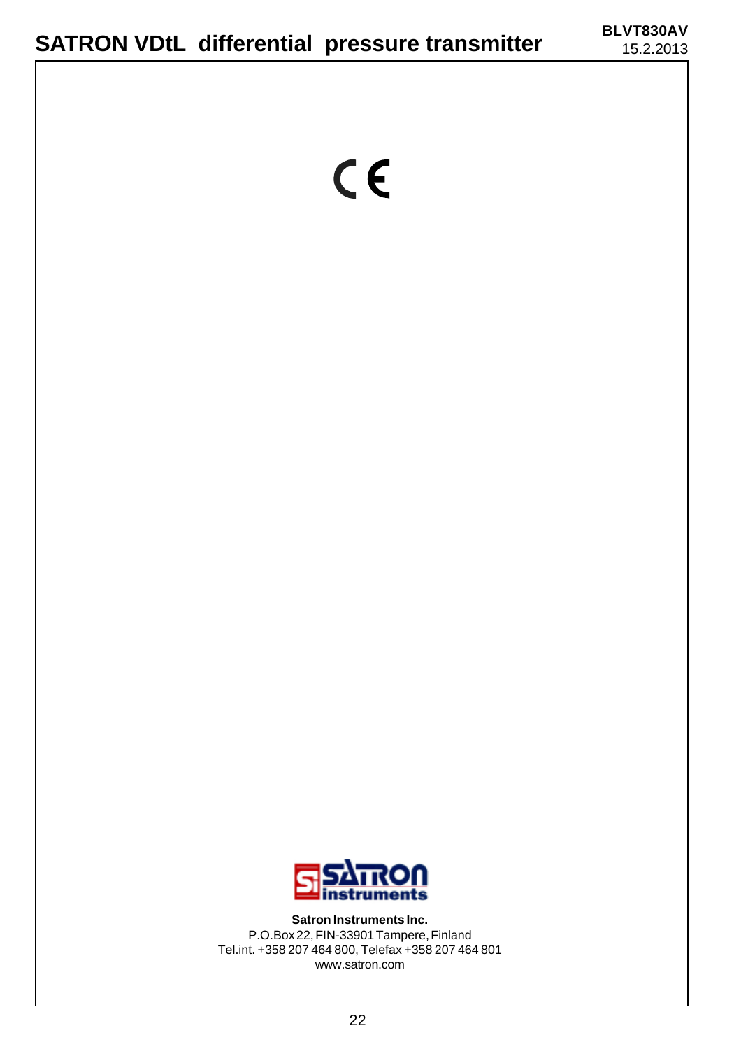CE

Satron Instruments

**Satron Instruments Inc.**
P.O.Box 22, FIN-33901 Tampere, Finland
Tel.int. +358 207 464 800, Telefax +358 207 464 801
www.satron.com